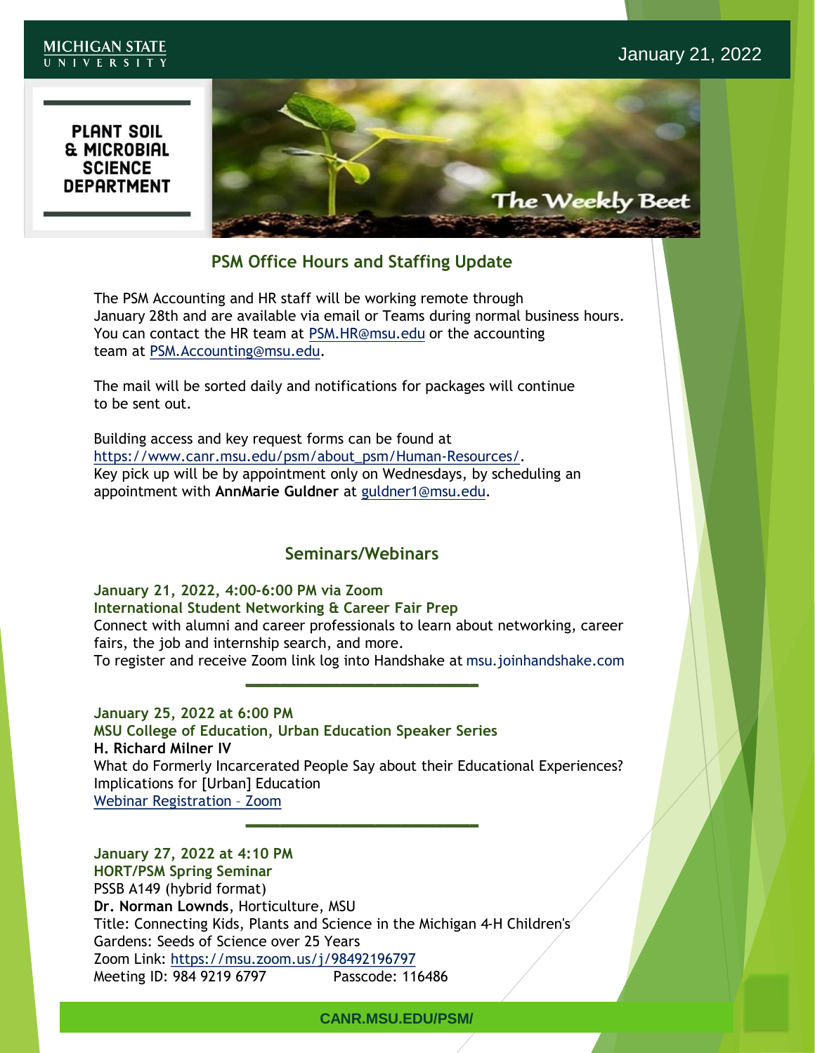MICHIGAN STATE UNIVERSITY

January 21, 2022

PLANT SOIL & MICROBIAL SCIENCE DEPARTMENT

The Weekly Beet

## PSM Office Hours and Staffing Update

The PSM Accounting and HR staff will be working remote through January 28th and are available via email or Teams during normal business hours. You can contact the HR team at PSM.HR@msu.edu or the accounting team at PSM.Accounting@msu.edu.

The mail will be sorted daily and notifications for packages will continue to be sent out.

Building access and key request forms can be found at https://www.canr.msu.edu/psm/about_psm/Human-Resources/. Key pick up will be by appointment only on Wednesdays, by scheduling an appointment with **AnnMarie Guldner** at guldner1@msu.edu.

## Seminars/Webinars

**January 21, 2022, 4:00-6:00 PM via Zoom**
**International Student Networking & Career Fair Prep**
Connect with alumni and career professionals to learn about networking, career fairs, the job and internship search, and more.
To register and receive Zoom link log into Handshake at msu.joinhandshake.com

---

**January 25, 2022 at 6:00 PM**
**MSU College of Education, Urban Education Speaker Series**
**H. Richard Milner IV**
What do Formerly Incarcerated People Say about their Educational Experiences? Implications for [Urban] Education
Webinar Registration – Zoom

---

**January 27, 2022 at 4:10 PM**
**HORT/PSM Spring Seminar**
PSSB A149 (hybrid format)
**Dr. Norman Lownds**, Horticulture, MSU
Title: Connecting Kids, Plants and Science in the Michigan 4-H Children's Gardens: Seeds of Science over 25 Years
Zoom Link: https://msu.zoom.us/j/98492196797
Meeting ID: 984 9219 6797 Passcode: 116486

CANR.MSU.EDU/PSM/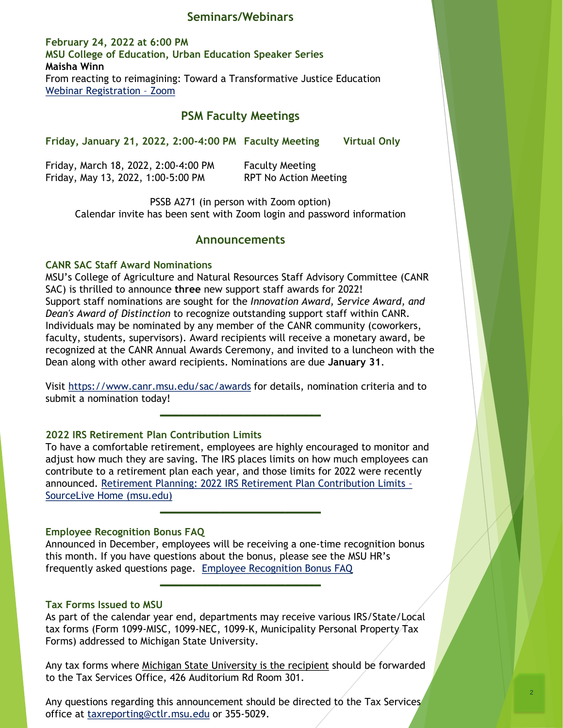## Seminars/Webinars

**February 24, 2022 at 6:00 PM**
**MSU College of Education, Urban Education Speaker Series**
**Maisha Winn**
From reacting to reimagining: Toward a Transformative Justice Education
[Webinar Registration – Zoom]()

## PSM Faculty Meetings

| | | |
|---|---|---|
| **Friday, January 21, 2022, 2:00-4:00 PM** | **Faculty Meeting** | **Virtual Only** |
| Friday, March 18, 2022, 2:00-4:00 PM | Faculty Meeting | |
| Friday, May 13, 2022, 1:00-5:00 PM | RPT No Action Meeting | |

PSSB A271 (in person with Zoom option)
Calendar invite has been sent with Zoom login and password information

## Announcements

### CANR SAC Staff Award Nominations

MSU's College of Agriculture and Natural Resources Staff Advisory Committee (CANR SAC) is thrilled to announce **three** new support staff awards for 2022! Support staff nominations are sought for the *Innovation Award, Service Award, and Dean's Award of Distinction* to recognize outstanding support staff within CANR. Individuals may be nominated by any member of the CANR community (coworkers, faculty, students, supervisors). Award recipients will receive a monetary award, be recognized at the CANR Annual Awards Ceremony, and invited to a luncheon with the Dean along with other award recipients. Nominations are due **January 31**.

Visit https://www.canr.msu.edu/sac/awards for details, nomination criteria and to submit a nomination today!

---

### 2022 IRS Retirement Plan Contribution Limits

To have a comfortable retirement, employees are highly encouraged to monitor and adjust how much they are saving. The IRS places limits on how much employees can contribute to a retirement plan each year, and those limits for 2022 were recently announced. [Retirement Planning: 2022 IRS Retirement Plan Contribution Limits – SourceLive Home (msu.edu)]()

---

### Employee Recognition Bonus FAQ

Announced in December, employees will be receiving a one-time recognition bonus this month. If you have questions about the bonus, please see the MSU HR's frequently asked questions page. [Employee Recognition Bonus FAQ]()

---

### Tax Forms Issued to MSU

As part of the calendar year end, departments may receive various IRS/State/Local tax forms (Form 1099-MISC, 1099-NEC, 1099-K, Municipality Personal Property Tax Forms) addressed to Michigan State University.

Any tax forms where Michigan State University is the recipient should be forwarded to the Tax Services Office, 426 Auditorium Rd Room 301.

Any questions regarding this announcement should be directed to the Tax Services office at taxreporting@ctlr.msu.edu or 355-5029.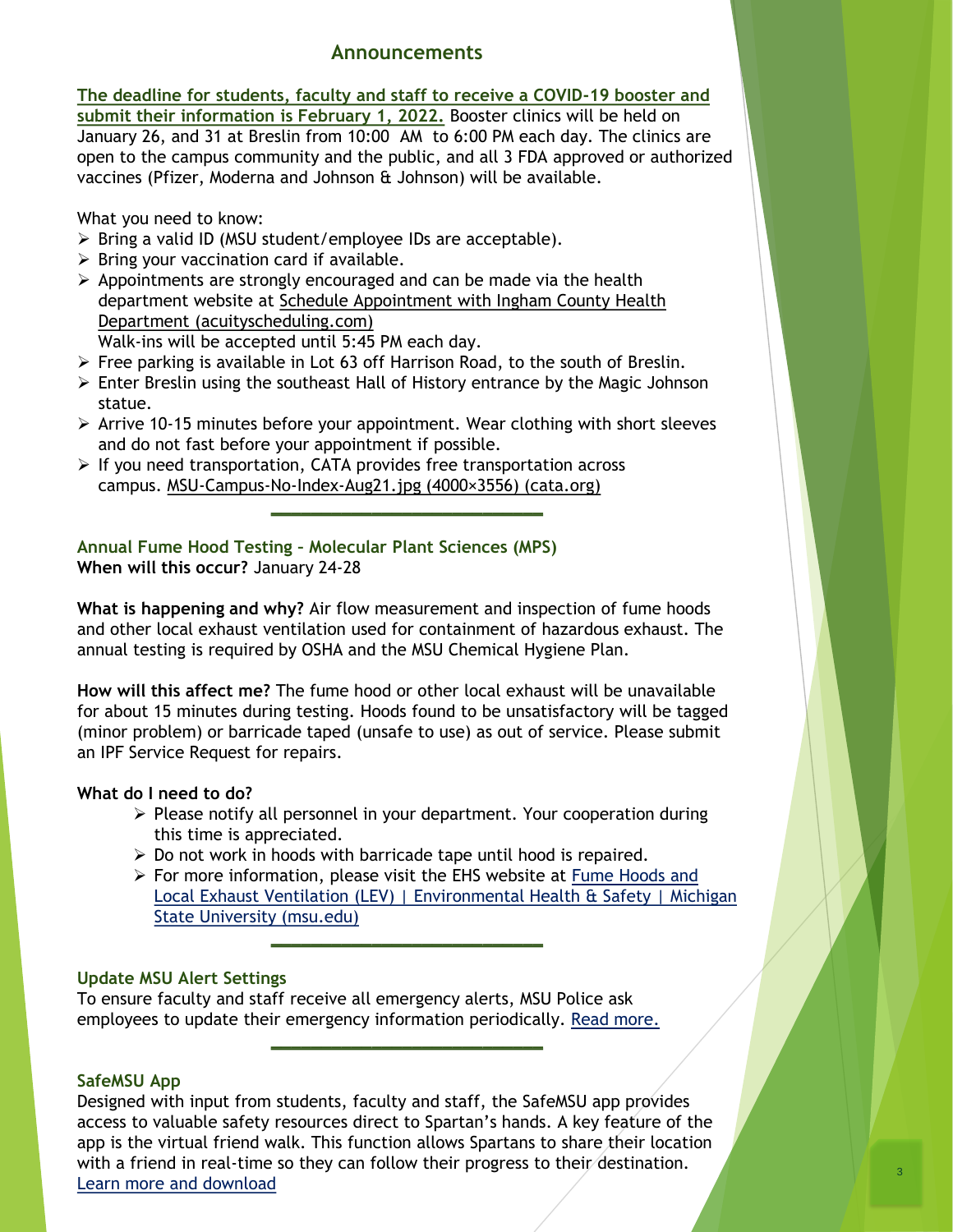## Announcements

**The deadline for students, faculty and staff to receive a COVID-19 booster and submit their information is February 1, 2022.** Booster clinics will be held on January 26, and 31 at Breslin from 10:00 AM to 6:00 PM each day. The clinics are open to the campus community and the public, and all 3 FDA approved or authorized vaccines (Pfizer, Moderna and Johnson & Johnson) will be available.

What you need to know:

- Bring a valid ID (MSU student/employee IDs are acceptable).
- Bring your vaccination card if available.
- Appointments are strongly encouraged and can be made via the health department website at Schedule Appointment with Ingham County Health Department (acuityscheduling.com)
  Walk-ins will be accepted until 5:45 PM each day.
- Free parking is available in Lot 63 off Harrison Road, to the south of Breslin.
- Enter Breslin using the southeast Hall of History entrance by the Magic Johnson statue.
- Arrive 10-15 minutes before your appointment. Wear clothing with short sleeves and do not fast before your appointment if possible.
- If you need transportation, CATA provides free transportation across campus. MSU-Campus-No-Index-Aug21.jpg (4000×3556) (cata.org)

---

### Annual Fume Hood Testing – Molecular Plant Sciences (MPS)

**When will this occur?** January 24-28

**What is happening and why?** Air flow measurement and inspection of fume hoods and other local exhaust ventilation used for containment of hazardous exhaust. The annual testing is required by OSHA and the MSU Chemical Hygiene Plan.

**How will this affect me?** The fume hood or other local exhaust will be unavailable for about 15 minutes during testing. Hoods found to be unsatisfactory will be tagged (minor problem) or barricade taped (unsafe to use) as out of service. Please submit an IPF Service Request for repairs.

**What do I need to do?**

- Please notify all personnel in your department. Your cooperation during this time is appreciated.
- Do not work in hoods with barricade tape until hood is repaired.
- For more information, please visit the EHS website at Fume Hoods and Local Exhaust Ventilation (LEV) | Environmental Health & Safety | Michigan State University (msu.edu)

---

### Update MSU Alert Settings

To ensure faculty and staff receive all emergency alerts, MSU Police ask employees to update their emergency information periodically. Read more.

---

### SafeMSU App

Designed with input from students, faculty and staff, the SafeMSU app provides access to valuable safety resources direct to Spartan's hands. A key feature of the app is the virtual friend walk. This function allows Spartans to share their location with a friend in real-time so they can follow their progress to their destination. Learn more and download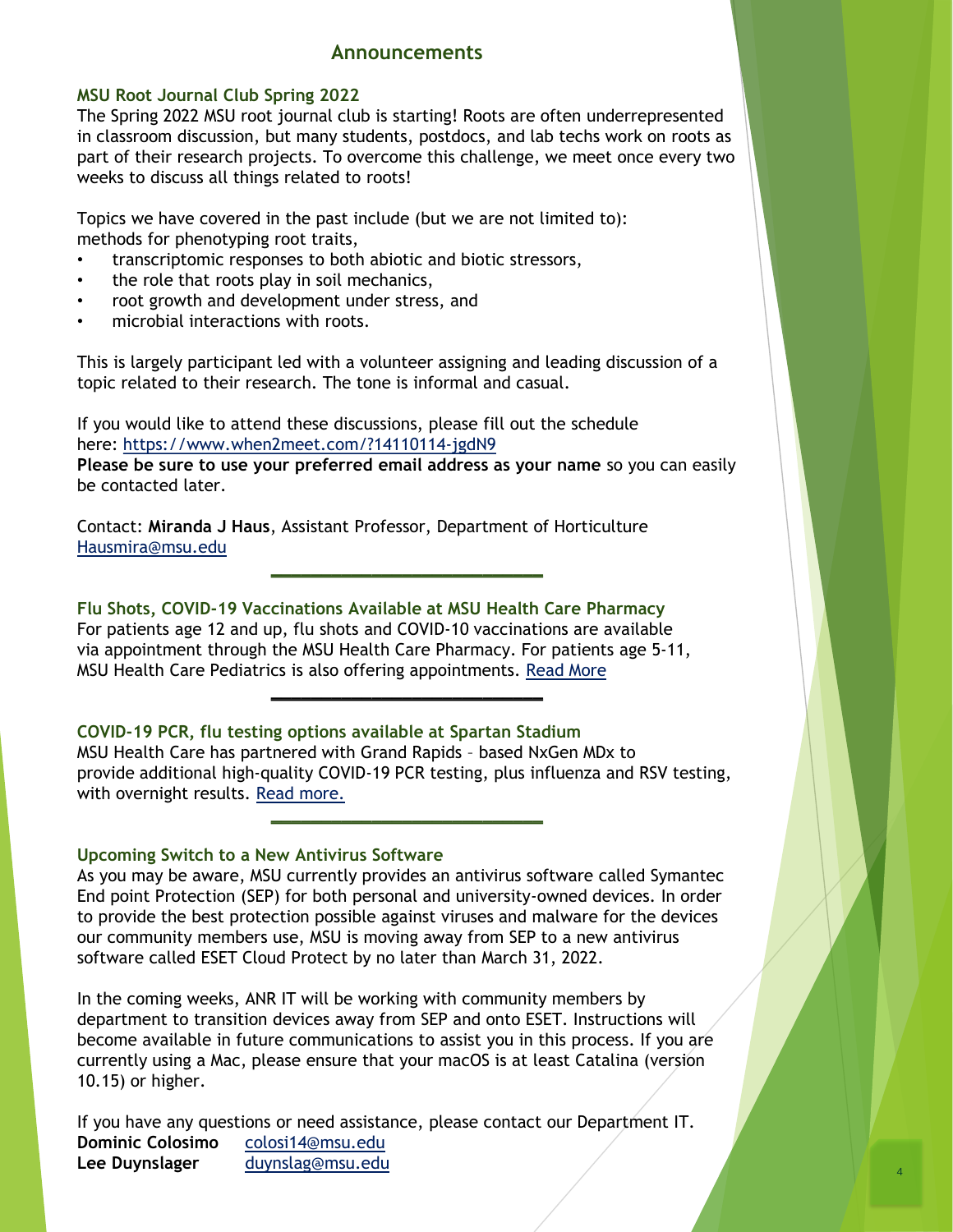## Announcements

### MSU Root Journal Club Spring 2022

The Spring 2022 MSU root journal club is starting! Roots are often underrepresented in classroom discussion, but many students, postdocs, and lab techs work on roots as part of their research projects. To overcome this challenge, we meet once every two weeks to discuss all things related to roots!

Topics we have covered in the past include (but we are not limited to):
methods for phenotyping root traits,

- transcriptomic responses to both abiotic and biotic stressors,
- the role that roots play in soil mechanics,
- root growth and development under stress, and
- microbial interactions with roots.

This is largely participant led with a volunteer assigning and leading discussion of a topic related to their research. The tone is informal and casual.

If you would like to attend these discussions, please fill out the schedule here: https://www.when2meet.com/?14110114-jgdN9
**Please be sure to use your preferred email address as your name** so you can easily be contacted later.

Contact: **Miranda J Haus**, Assistant Professor, Department of Horticulture
Hausmira@msu.edu

---

### Flu Shots, COVID-19 Vaccinations Available at MSU Health Care Pharmacy

For patients age 12 and up, flu shots and COVID-10 vaccinations are available via appointment through the MSU Health Care Pharmacy. For patients age 5-11, MSU Health Care Pediatrics is also offering appointments. Read More

---

### COVID-19 PCR, flu testing options available at Spartan Stadium

MSU Health Care has partnered with Grand Rapids – based NxGen MDx to provide additional high-quality COVID-19 PCR testing, plus influenza and RSV testing, with overnight results. Read more.

---

### Upcoming Switch to a New Antivirus Software

As you may be aware, MSU currently provides an antivirus software called Symantec End point Protection (SEP) for both personal and university-owned devices. In order to provide the best protection possible against viruses and malware for the devices our community members use, MSU is moving away from SEP to a new antivirus software called ESET Cloud Protect by no later than March 31, 2022.

In the coming weeks, ANR IT will be working with community members by department to transition devices away from SEP and onto ESET. Instructions will become available in future communications to assist you in this process. If you are currently using a Mac, please ensure that your macOS is at least Catalina (version 10.15) or higher.

If you have any questions or need assistance, please contact our Department IT.
**Dominic Colosimo** colosi14@msu.edu
**Lee Duynslager** duynslag@msu.edu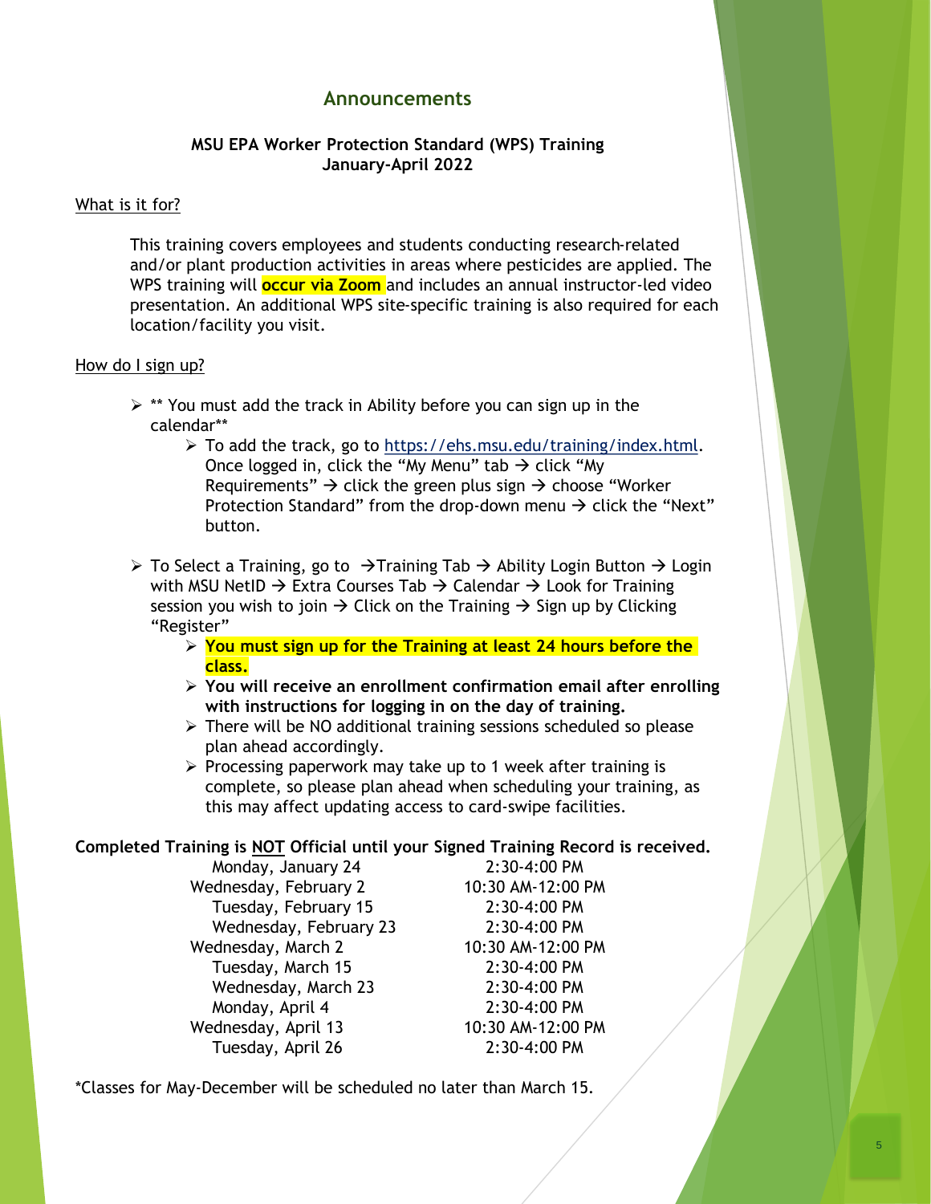## Announcements

### MSU EPA Worker Protection Standard (WPS) Training
### January-April 2022

What is it for?

This training covers employees and students conducting research-related and/or plant production activities in areas where pesticides are applied. The WPS training will **occur via Zoom** and includes an annual instructor-led video presentation. An additional WPS site-specific training is also required for each location/facility you visit.

How do I sign up?

- ** You must add the track in Ability before you can sign up in the calendar**
  - To add the track, go to https://ehs.msu.edu/training/index.html. Once logged in, click the "My Menu" tab → click "My Requirements" → click the green plus sign → choose "Worker Protection Standard" from the drop-down menu → click the "Next" button.
- To Select a Training, go to →Training Tab → Ability Login Button → Login with MSU NetID → Extra Courses Tab → Calendar → Look for Training session you wish to join → Click on the Training → Sign up by Clicking "Register"
  - **You must sign up for the Training at least 24 hours before the class.**
  - **You will receive an enrollment confirmation email after enrolling with instructions for logging in on the day of training.**
  - There will be NO additional training sessions scheduled so please plan ahead accordingly.
  - Processing paperwork may take up to 1 week after training is complete, so please plan ahead when scheduling your training, as this may affect updating access to card-swipe facilities.

**Completed Training is NOT Official until your Signed Training Record is received.**

| Date | Time |
|---|---|
| Monday, January 24 | 2:30-4:00 PM |
| Wednesday, February 2 | 10:30 AM-12:00 PM |
| Tuesday, February 15 | 2:30-4:00 PM |
| Wednesday, February 23 | 2:30-4:00 PM |
| Wednesday, March 2 | 10:30 AM-12:00 PM |
| Tuesday, March 15 | 2:30-4:00 PM |
| Wednesday, March 23 | 2:30-4:00 PM |
| Monday, April 4 | 2:30-4:00 PM |
| Wednesday, April 13 | 10:30 AM-12:00 PM |
| Tuesday, April 26 | 2:30-4:00 PM |

*Classes for May-December will be scheduled no later than March 15.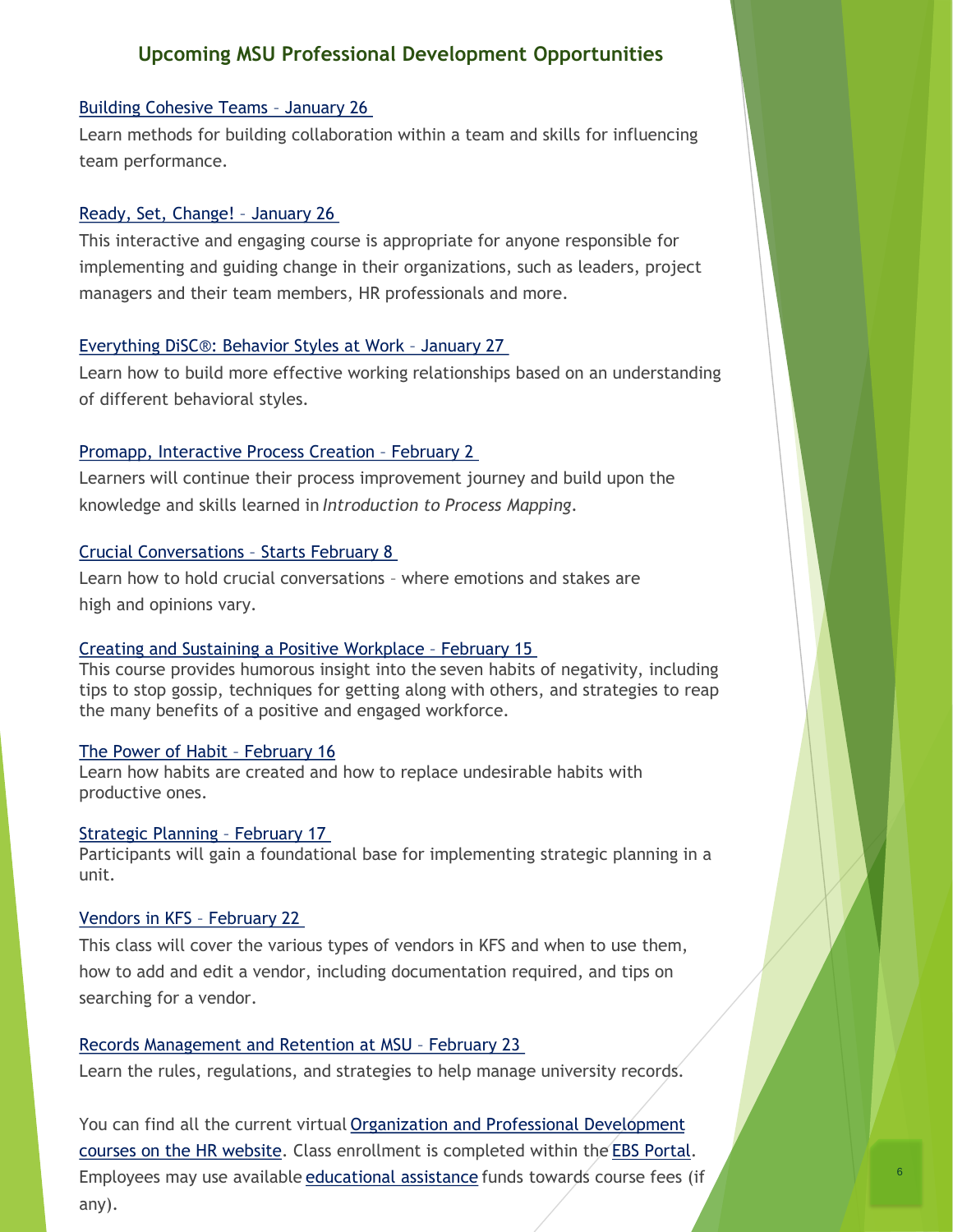## Upcoming MSU Professional Development Opportunities

Building Cohesive Teams – January 26

Learn methods for building collaboration within a team and skills for influencing team performance.

Ready, Set, Change! – January 26

This interactive and engaging course is appropriate for anyone responsible for implementing and guiding change in their organizations, such as leaders, project managers and their team members, HR professionals and more.

Everything DiSC®: Behavior Styles at Work – January 27

Learn how to build more effective working relationships based on an understanding of different behavioral styles.

Promapp, Interactive Process Creation – February 2

Learners will continue their process improvement journey and build upon the knowledge and skills learned in *Introduction to Process Mapping*.

Crucial Conversations – Starts February 8

Learn how to hold crucial conversations – where emotions and stakes are high and opinions vary.

Creating and Sustaining a Positive Workplace – February 15

This course provides humorous insight into the seven habits of negativity, including tips to stop gossip, techniques for getting along with others, and strategies to reap the many benefits of a positive and engaged workforce.

The Power of Habit – February 16

Learn how habits are created and how to replace undesirable habits with productive ones.

Strategic Planning – February 17

Participants will gain a foundational base for implementing strategic planning in a unit.

Vendors in KFS – February 22

This class will cover the various types of vendors in KFS and when to use them, how to add and edit a vendor, including documentation required, and tips on searching for a vendor.

Records Management and Retention at MSU – February 23

Learn the rules, regulations, and strategies to help manage university records.

You can find all the current virtual Organization and Professional Development courses on the HR website. Class enrollment is completed within the EBS Portal. Employees may use available educational assistance funds towards course fees (if any).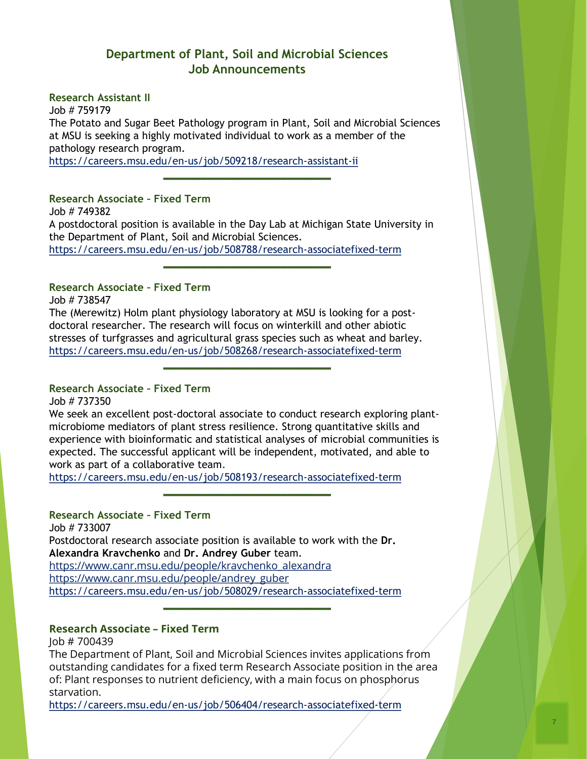# Department of Plant, Soil and Microbial Sciences Job Announcements

### Research Assistant II

Job # 759179

The Potato and Sugar Beet Pathology program in Plant, Soil and Microbial Sciences at MSU is seeking a highly motivated individual to work as a member of the pathology research program.

https://careers.msu.edu/en-us/job/509218/research-assistant-ii

---

### Research Associate – Fixed Term

Job # 749382

A postdoctoral position is available in the Day Lab at Michigan State University in the Department of Plant, Soil and Microbial Sciences.

https://careers.msu.edu/en-us/job/508788/research-associatefixed-term

---

### Research Associate – Fixed Term

Job # 738547

The (Merewitz) Holm plant physiology laboratory at MSU is looking for a post-doctoral researcher. The research will focus on winterkill and other abiotic stresses of turfgrasses and agricultural grass species such as wheat and barley.

https://careers.msu.edu/en-us/job/508268/research-associatefixed-term

---

### Research Associate – Fixed Term

Job # 737350

We seek an excellent post-doctoral associate to conduct research exploring plant-microbiome mediators of plant stress resilience. Strong quantitative skills and experience with bioinformatic and statistical analyses of microbial communities is expected. The successful applicant will be independent, motivated, and able to work as part of a collaborative team.

https://careers.msu.edu/en-us/job/508193/research-associatefixed-term

---

### Research Associate – Fixed Term

Job # 733007

Postdoctoral research associate position is available to work with the **Dr. Alexandra Kravchenko** and **Dr. Andrey Guber** team.

https://www.canr.msu.edu/people/kravchenko_alexandra

https://www.canr.msu.edu/people/andrey_guber

https://careers.msu.edu/en-us/job/508029/research-associatefixed-term

---

### Research Associate – Fixed Term

Job # 700439

The Department of Plant, Soil and Microbial Sciences invites applications from outstanding candidates for a fixed term Research Associate position in the area of: Plant responses to nutrient deficiency, with a main focus on phosphorus starvation.

https://careers.msu.edu/en-us/job/506404/research-associatefixed-term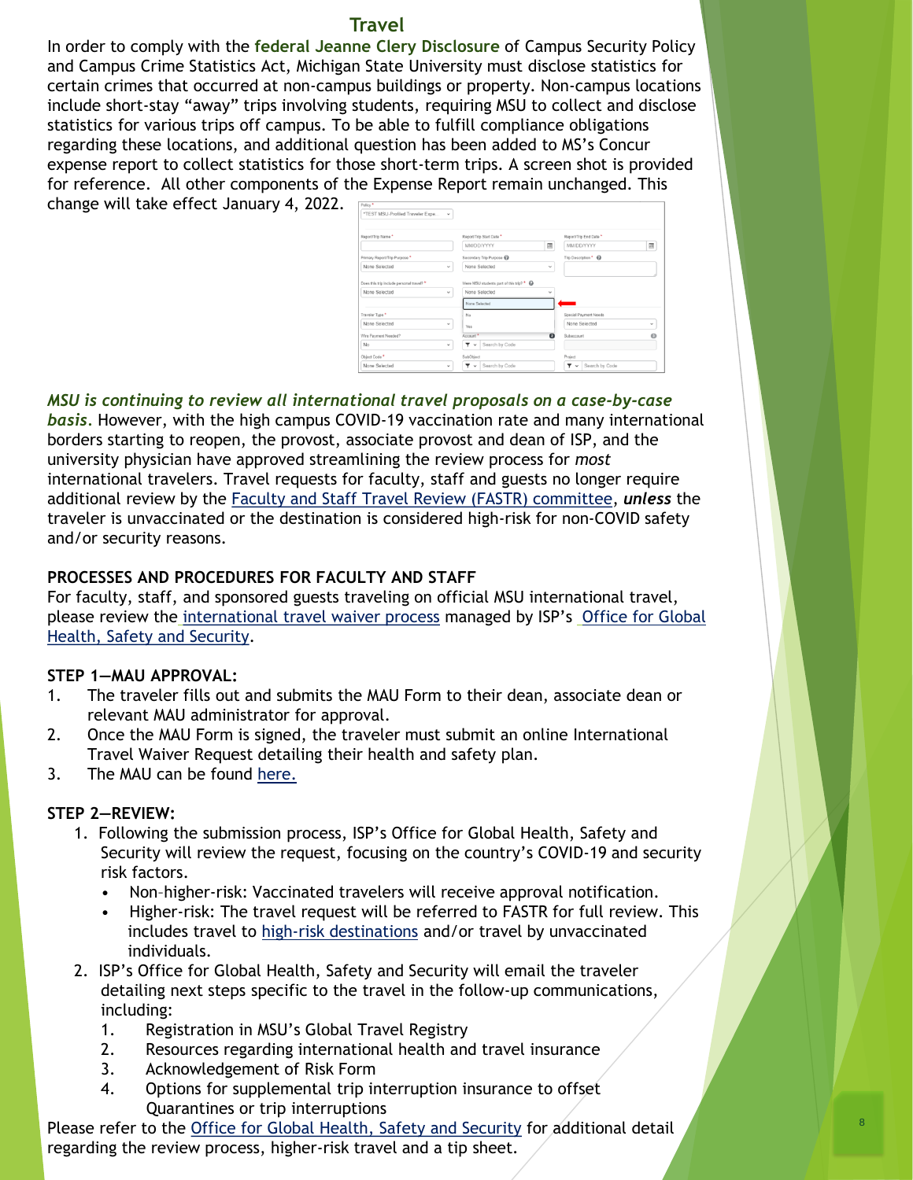## Travel

In order to comply with the **federal Jeanne Clery Disclosure** of Campus Security Policy and Campus Crime Statistics Act, Michigan State University must disclose statistics for certain crimes that occurred at non-campus buildings or property. Non-campus locations include short-stay “away” trips involving students, requiring MSU to collect and disclose statistics for various trips off campus. To be able to fulfill compliance obligations regarding these locations, and additional question has been added to MS’s Concur expense report to collect statistics for those short-term trips. A screen shot is provided for reference. All other components of the Expense Report remain unchanged. This change will take effect January 4, 2022.

***MSU is continuing to review all international travel proposals on a case-by-case basis.*** However, with the high campus COVID-19 vaccination rate and many international borders starting to reopen, the provost, associate provost and dean of ISP, and the university physician have approved streamlining the review process for *most* international travelers. Travel requests for faculty, staff and guests no longer require additional review by the Faculty and Staff Travel Review (FASTR) committee, ***unless*** the traveler is unvaccinated or the destination is considered high-risk for non-COVID safety and/or security reasons.

### PROCESSES AND PROCEDURES FOR FACULTY AND STAFF

For faculty, staff, and sponsored guests traveling on official MSU international travel, please review the international travel waiver process managed by ISP’s Office for Global Health, Safety and Security.

### STEP 1—MAU APPROVAL:

1. The traveler fills out and submits the MAU Form to their dean, associate dean or relevant MAU administrator for approval.
2. Once the MAU Form is signed, the traveler must submit an online International Travel Waiver Request detailing their health and safety plan.
3. The MAU can be found here.

### STEP 2—REVIEW:

1. Following the submission process, ISP’s Office for Global Health, Safety and Security will review the request, focusing on the country’s COVID-19 and security risk factors.
   - Non-higher-risk: Vaccinated travelers will receive approval notification.
   - Higher-risk: The travel request will be referred to FASTR for full review. This includes travel to high-risk destinations and/or travel by unvaccinated individuals.
2. ISP’s Office for Global Health, Safety and Security will email the traveler detailing next steps specific to the travel in the follow-up communications, including:
   1. Registration in MSU’s Global Travel Registry
   2. Resources regarding international health and travel insurance
   3. Acknowledgement of Risk Form
   4. Options for supplemental trip interruption insurance to offset Quarantines or trip interruptions

Please refer to the Office for Global Health, Safety and Security for additional detail regarding the review process, higher-risk travel and a tip sheet.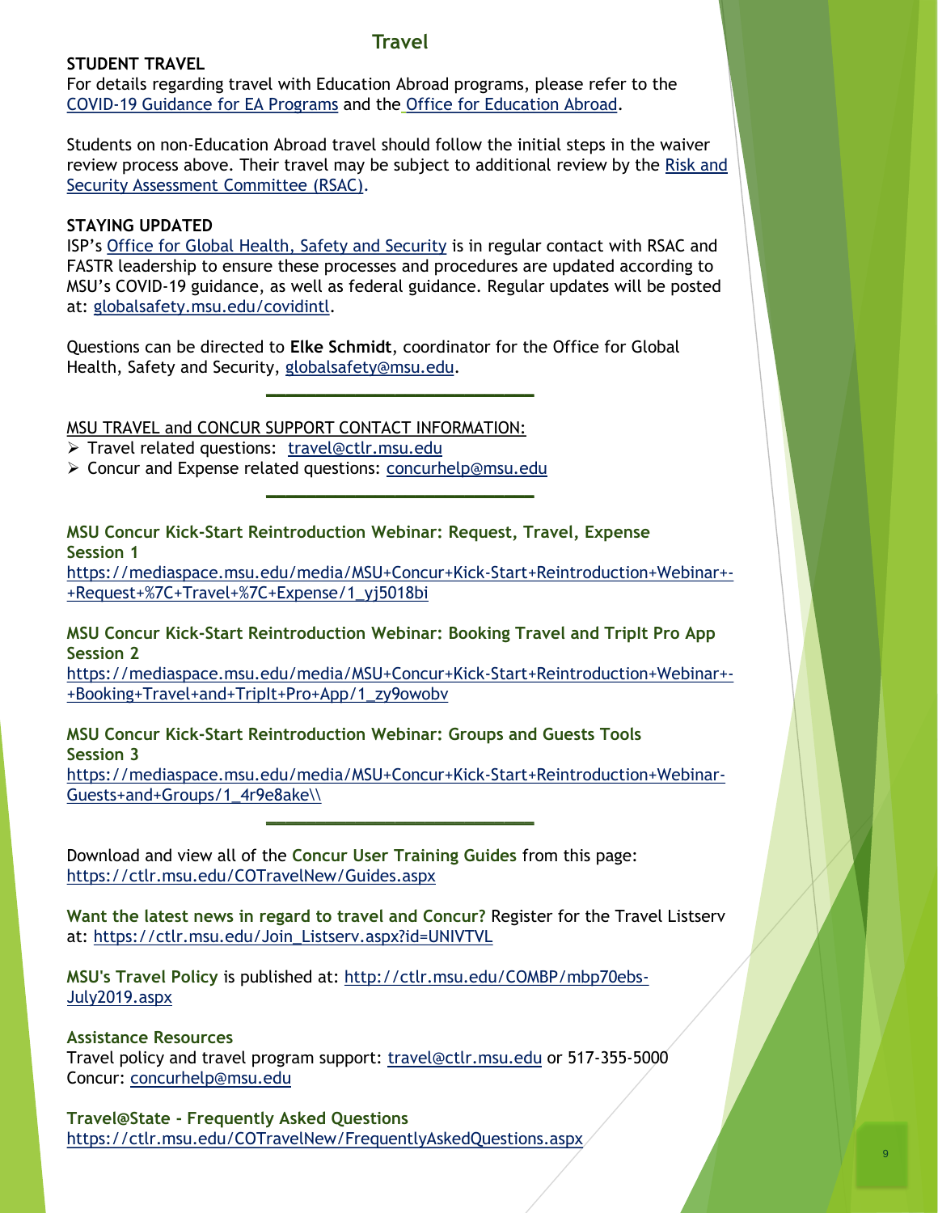## Travel

**STUDENT TRAVEL**

For details regarding travel with Education Abroad programs, please refer to the COVID-19 Guidance for EA Programs and the Office for Education Abroad.

Students on non-Education Abroad travel should follow the initial steps in the waiver review process above. Their travel may be subject to additional review by the Risk and Security Assessment Committee (RSAC).

**STAYING UPDATED**

ISP's Office for Global Health, Safety and Security is in regular contact with RSAC and FASTR leadership to ensure these processes and procedures are updated according to MSU's COVID-19 guidance, as well as federal guidance. Regular updates will be posted at: globalsafety.msu.edu/covidintl.

Questions can be directed to **Elke Schmidt**, coordinator for the Office for Global Health, Safety and Security, globalsafety@msu.edu.

---

MSU TRAVEL and CONCUR SUPPORT CONTACT INFORMATION:

- Travel related questions: travel@ctlr.msu.edu
- Concur and Expense related questions: concurhelp@msu.edu

---

**MSU Concur Kick-Start Reintroduction Webinar: Request, Travel, Expense Session 1**
https://mediaspace.msu.edu/media/MSU+Concur+Kick-Start+Reintroduction+Webinar+-+Request+%7C+Travel+%7C+Expense/1_yj5018bi

**MSU Concur Kick-Start Reintroduction Webinar: Booking Travel and TripIt Pro App Session 2**
https://mediaspace.msu.edu/media/MSU+Concur+Kick-Start+Reintroduction+Webinar+-+Booking+Travel+and+TripIt+Pro+App/1_zy9owobv

**MSU Concur Kick-Start Reintroduction Webinar: Groups and Guests Tools Session 3**
https://mediaspace.msu.edu/media/MSU+Concur+Kick-Start+Reintroduction+Webinar-Guests+and+Groups/1_4r9e8ake\\

---

Download and view all of the **Concur User Training Guides** from this page: https://ctlr.msu.edu/COTravelNew/Guides.aspx

**Want the latest news in regard to travel and Concur?** Register for the Travel Listserv at: https://ctlr.msu.edu/Join_Listserv.aspx?id=UNIVTVL

**MSU's Travel Policy** is published at: http://ctlr.msu.edu/COMBP/mbp70ebs-July2019.aspx

**Assistance Resources**
Travel policy and travel program support: travel@ctlr.msu.edu or 517-355-5000
Concur: concurhelp@msu.edu

**Travel@State - Frequently Asked Questions**
https://ctlr.msu.edu/COTravelNew/FrequentlyAskedQuestions.aspx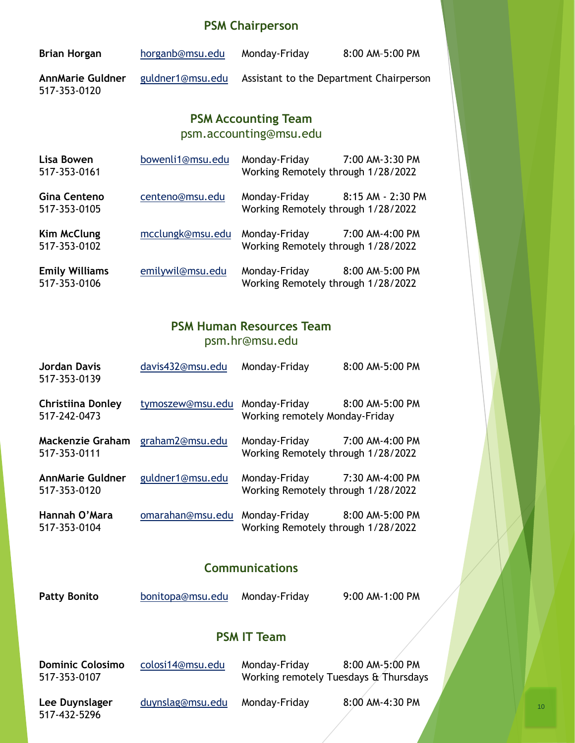## PSM Chairperson

| | | | |
|---|---|---|---|
| **Brian Horgan** | horganb@msu.edu | Monday-Friday | 8:00 AM–5:00 PM |
| **AnnMarie Guldner** 517-353-0120 | guldner1@msu.edu | Assistant to the Department Chairperson | |

## PSM Accounting Team

psm.accounting@msu.edu

| | | | |
|---|---|---|---|
| **Lisa Bowen** 517-353-0161 | bowenli1@msu.edu | Monday-Friday Working Remotely through 1/28/2022 | 7:00 AM-3:30 PM |
| **Gina Centeno** 517-353-0105 | centeno@msu.edu | Monday-Friday Working Remotely through 1/28/2022 | 8:15 AM - 2:30 PM |
| **Kim McClung** 517-353-0102 | mcclungk@msu.edu | Monday-Friday Working Remotely through 1/28/2022 | 7:00 AM-4:00 PM |
| **Emily Williams** 517-353-0106 | emilywil@msu.edu | Monday-Friday Working Remotely through 1/28/2022 | 8:00 AM–5:00 PM |

## PSM Human Resources Team

psm.hr@msu.edu

| | | | |
|---|---|---|---|
| **Jordan Davis** 517-353-0139 | davis432@msu.edu | Monday-Friday | 8:00 AM-5:00 PM |
| **Christiina Donley** 517-242-0473 | tymoszew@msu.edu | Monday-Friday Working remotely Monday-Friday | 8:00 AM-5:00 PM |
| **Mackenzie Graham** 517-353-0111 | graham2@msu.edu | Monday-Friday Working Remotely through 1/28/2022 | 7:00 AM-4:00 PM |
| **AnnMarie Guldner** 517-353-0120 | guldner1@msu.edu | Monday-Friday Working Remotely through 1/28/2022 | 7:30 AM-4:00 PM |
| **Hannah O'Mara** 517-353-0104 | omarahan@msu.edu | Monday-Friday Working Remotely through 1/28/2022 | 8:00 AM-5:00 PM |

## Communications

| | | | |
|---|---|---|---|
| **Patty Bonito** | bonitopa@msu.edu | Monday-Friday | 9:00 AM-1:00 PM |

## PSM IT Team

| | | | |
|---|---|---|---|
| **Dominic Colosimo** 517-353-0107 | colosi14@msu.edu | Monday-Friday Working remotely Tuesdays & Thursdays | 8:00 AM-5:00 PM |
| **Lee Duynslager** 517-432-5296 | duynslag@msu.edu | Monday-Friday | 8:00 AM-4:30 PM |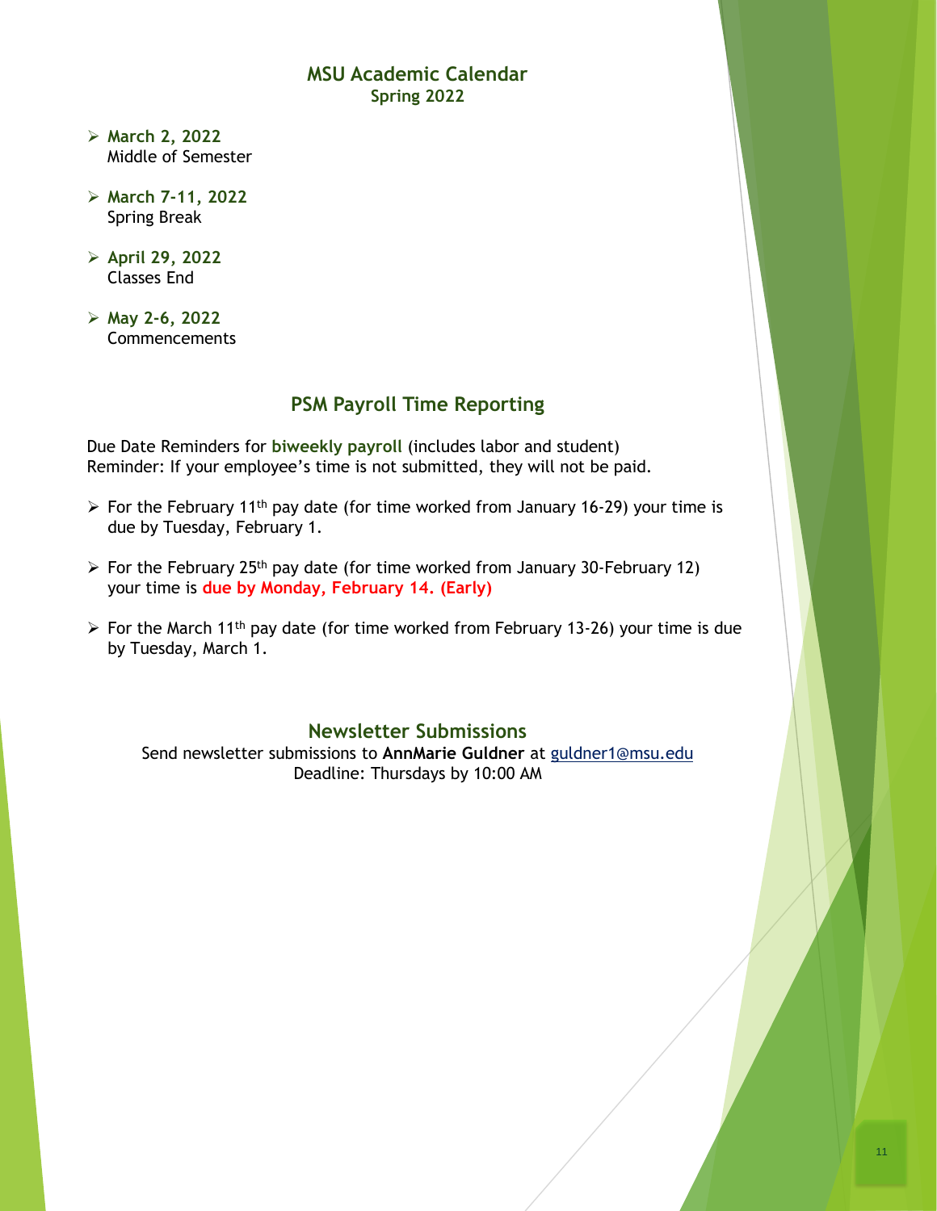## MSU Academic Calendar
### Spring 2022

- **March 2, 2022**
  Middle of Semester
- **March 7-11, 2022**
  Spring Break
- **April 29, 2022**
  Classes End
- **May 2-6, 2022**
  Commencements

## PSM Payroll Time Reporting

Due Date Reminders for **biweekly payroll** (includes labor and student)
Reminder: If your employee's time is not submitted, they will not be paid.

- For the February 11th pay date (for time worked from January 16-29) your time is due by Tuesday, February 1.
- For the February 25th pay date (for time worked from January 30-February 12) your time is **due by Monday, February 14. (Early)**
- For the March 11th pay date (for time worked from February 13-26) your time is due by Tuesday, March 1.

## Newsletter Submissions

Send newsletter submissions to **AnnMarie Guldner** at guldner1@msu.edu
Deadline: Thursdays by 10:00 AM